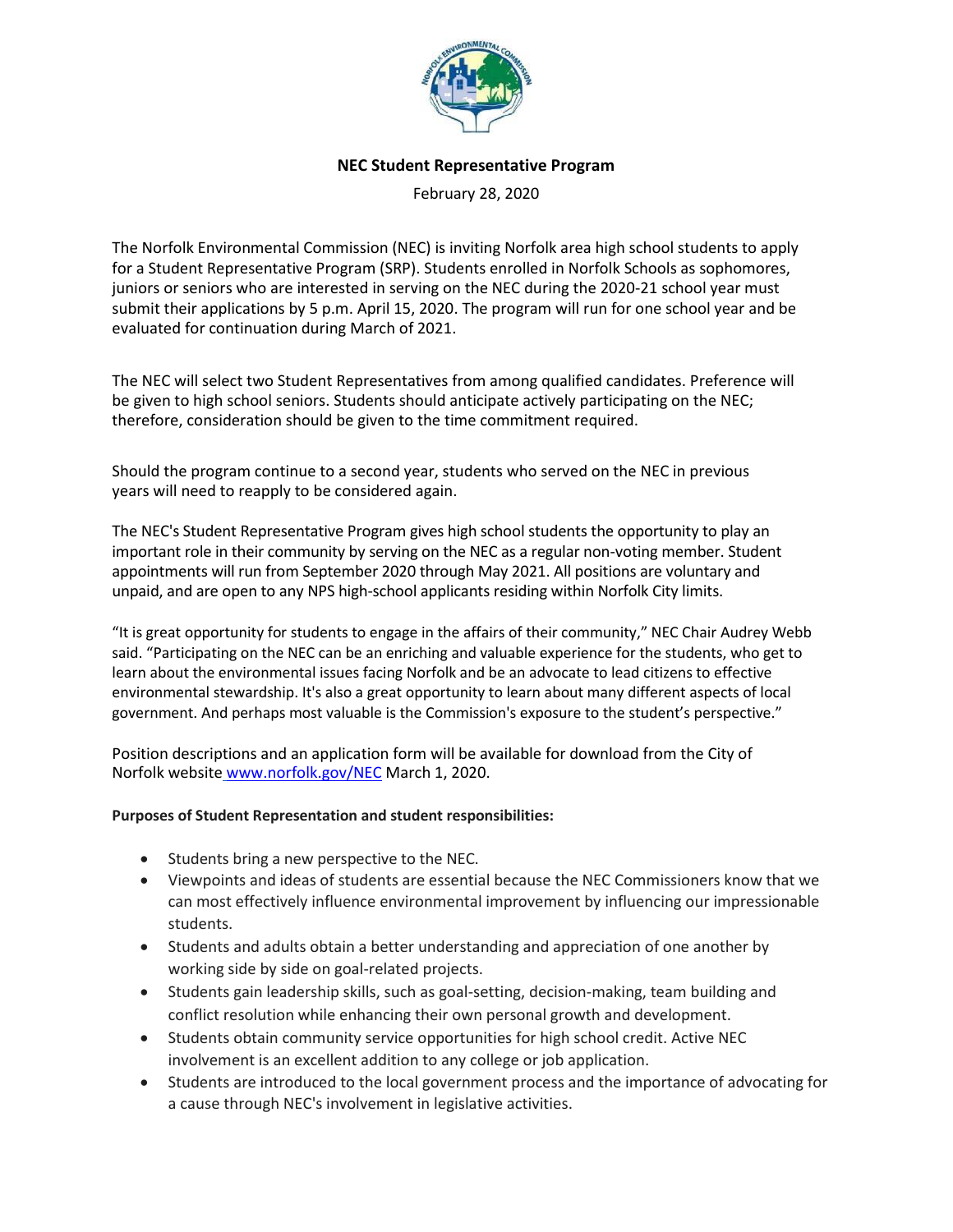**NEC Student Representative Program**

February 28, 2020

The Norfolk Environmental Commission (NEC) is inviting Norfolk area high school students to apply for a Student Representative Program (SRP). Students enrolled in Norfolk Schools as sophomores, juniors or seniors who are interested in serving on the NEC during the 2020-21 school year must submit their applications by 5 p.m. April 15, 2020. The program will run for one school year and be evaluated for continuation during March of 2021.

The NEC will select two Student Representatives from among qualified candidates. Preference will be given to high school seniors. Students should anticipate actively participating on the NEC; therefore, consideration should be given to the time commitment required.

Should the program continue to a second year, students who served on the NEC in previous years will need to reapply to be considered again.

The NEC's Student Representative Program gives high school students the opportunity to play an important role in their community by serving on the NEC as a regular non-voting member. Student appointments will run from September 2020 through May 2021. All positions are voluntary and unpaid, and are open to any NPS high-school applicants residing within Norfolk City limits.

"It is great opportunity for students to engage in the affairs of their community," NEC Chair Audrey Webb said. "Participating on the NEC can be an enriching and valuable experience for the students, who get to learn about the environmental issues facing Norfolk and be an advocate to lead citizens to effective environmental stewardship. It's also a great opportunity to learn about many different aspects of local government. And perhaps most valuable is the Commission's exposure to the student's perspective."

Position descriptions and an application form will be available for download from the City of Norfolk website [www.norfolk.gov/NEC](www.norfolk.gov/NEC) March 1, 2020.

**Purposes of Student Representation and student responsibilities:**

- Students bring a new perspective to the NEC.
- Viewpoints and ideas of students are essential because the NEC Commissioners know that we can most effectively influence environmental improvement by influencing our impressionable students.
- Students and adults obtain a better understanding and appreciation of one another by working side by side on goal-related projects.
- Students gain leadership skills, such as goal-setting, decision-making, team building and conflict resolution while enhancing their own personal growth and development.
- Students obtain community service opportunities for high school credit. Active NEC involvement is an excellent addition to any college or job application.
- Students are introduced to the local government process and the importance of advocating for a cause through NEC's involvement in legislative activities.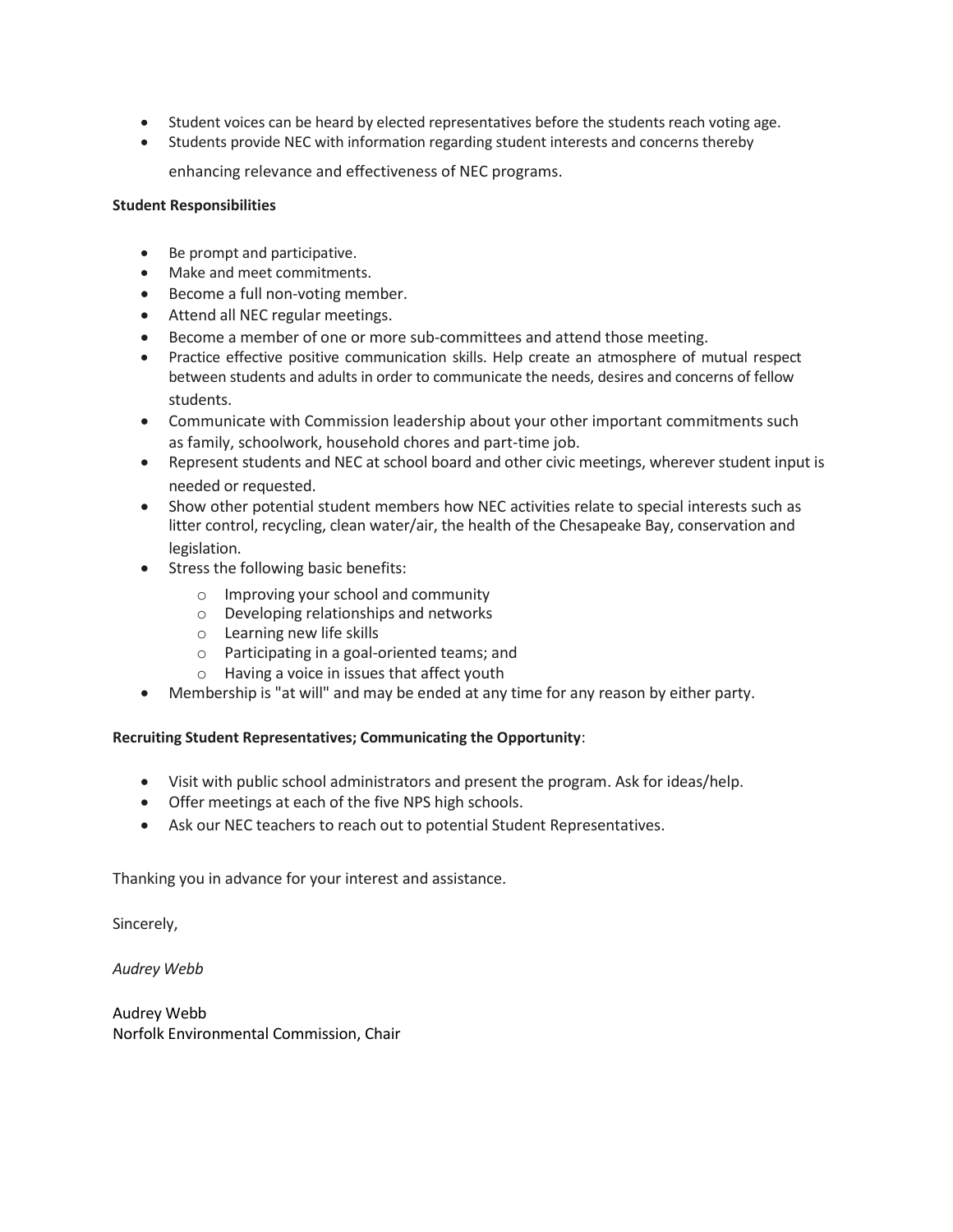- Student voices can be heard by elected representatives before the students reach voting age.
- Students provide NEC with information regarding student interests and concerns thereby enhancing relevance and effectiveness of NEC programs.

**Student Responsibilities**

- Be prompt and participative.
- Make and meet commitments.
- Become a full non-voting member.
- Attend all NEC regular meetings.
- Become a member of one or more sub-committees and attend those meeting.
- Practice effective positive communication skills. Help create an atmosphere of mutual respect between students and adults in order to communicate the needs, desires and concerns of fellow students.
- Communicate with Commission leadership about your other important commitments such as family, schoolwork, household chores and part-time job.
- Represent students and NEC at school board and other civic meetings, wherever student input is needed or requested.
- Show other potential student members how NEC activities relate to special interests such as litter control, recycling, clean water/air, the health of the Chesapeake Bay, conservation and legislation.
- Stress the following basic benefits:
  - Improving your school and community
  - Developing relationships and networks
  - Learning new life skills
  - Participating in a goal-oriented teams; and
  - Having a voice in issues that affect youth
- Membership is "at will" and may be ended at any time for any reason by either party.

**Recruiting Student Representatives; Communicating the Opportunity**:

- Visit with public school administrators and present the program. Ask for ideas/help.
- Offer meetings at each of the five NPS high schools.
- Ask our NEC teachers to reach out to potential Student Representatives.

Thanking you in advance for your interest and assistance.

Sincerely,

*Audrey Webb*

Audrey Webb
Norfolk Environmental Commission, Chair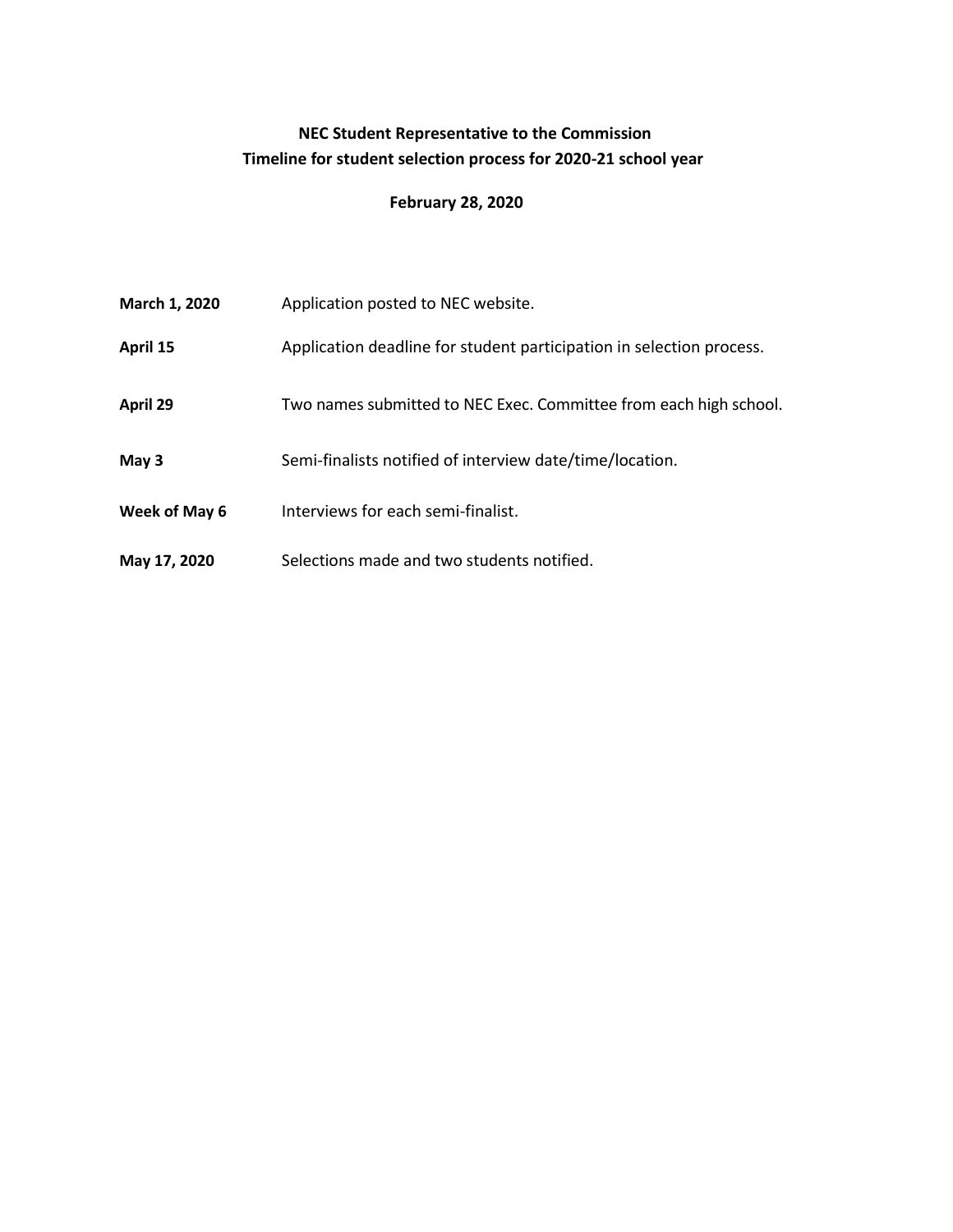## NEC Student Representative to the Commission
## Timeline for student selection process for 2020-21 school year

**February 28, 2020**

| | |
|---|---|
| **March 1, 2020** | Application posted to NEC website. |
| **April 15** | Application deadline for student participation in selection process. |
| **April 29** | Two names submitted to NEC Exec. Committee from each high school. |
| **May 3** | Semi-finalists notified of interview date/time/location. |
| **Week of May 6** | Interviews for each semi-finalist. |
| **May 17, 2020** | Selections made and two students notified. |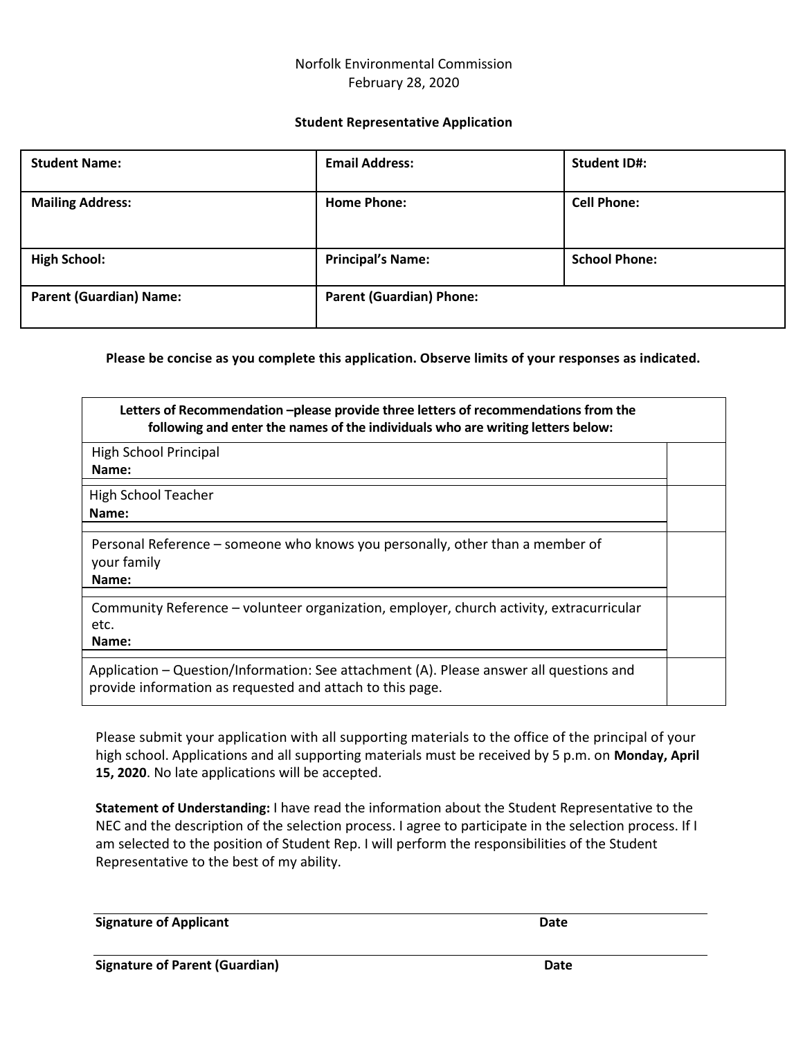Norfolk Environmental Commission
February 28, 2020

**Student Representative Application**

| **Student Name:** | **Email Address:** | **Student ID#:** |
|---|---|---|
| **Mailing Address:** | **Home Phone:** | **Cell Phone:** |
| **High School:** | **Principal's Name:** | **School Phone:** |
| **Parent (Guardian) Name:** | **Parent (Guardian) Phone:** | |

**Please be concise as you complete this application. Observe limits of your responses as indicated.**

| **Letters of Recommendation –please provide three letters of recommendations from the following and enter the names of the individuals who are writing letters below:** | |
|---|---|
| High School Principal<br>**Name:** | |
| High School Teacher<br>**Name:** | |
| Personal Reference – someone who knows you personally, other than a member of your family<br>**Name:** | |
| Community Reference – volunteer organization, employer, church activity, extracurricular etc.<br>**Name:** | |
| Application – Question/Information: See attachment (A). Please answer all questions and provide information as requested and attach to this page. | |

Please submit your application with all supporting materials to the office of the principal of your high school. Applications and all supporting materials must be received by 5 p.m. on **Monday, April 15, 2020**. No late applications will be accepted.

**Statement of Understanding:** I have read the information about the Student Representative to the NEC and the description of the selection process. I agree to participate in the selection process. If I am selected to the position of Student Rep. I will perform the responsibilities of the Student Representative to the best of my ability.

**Signature of Applicant** **Date**

**Signature of Parent (Guardian)** **Date**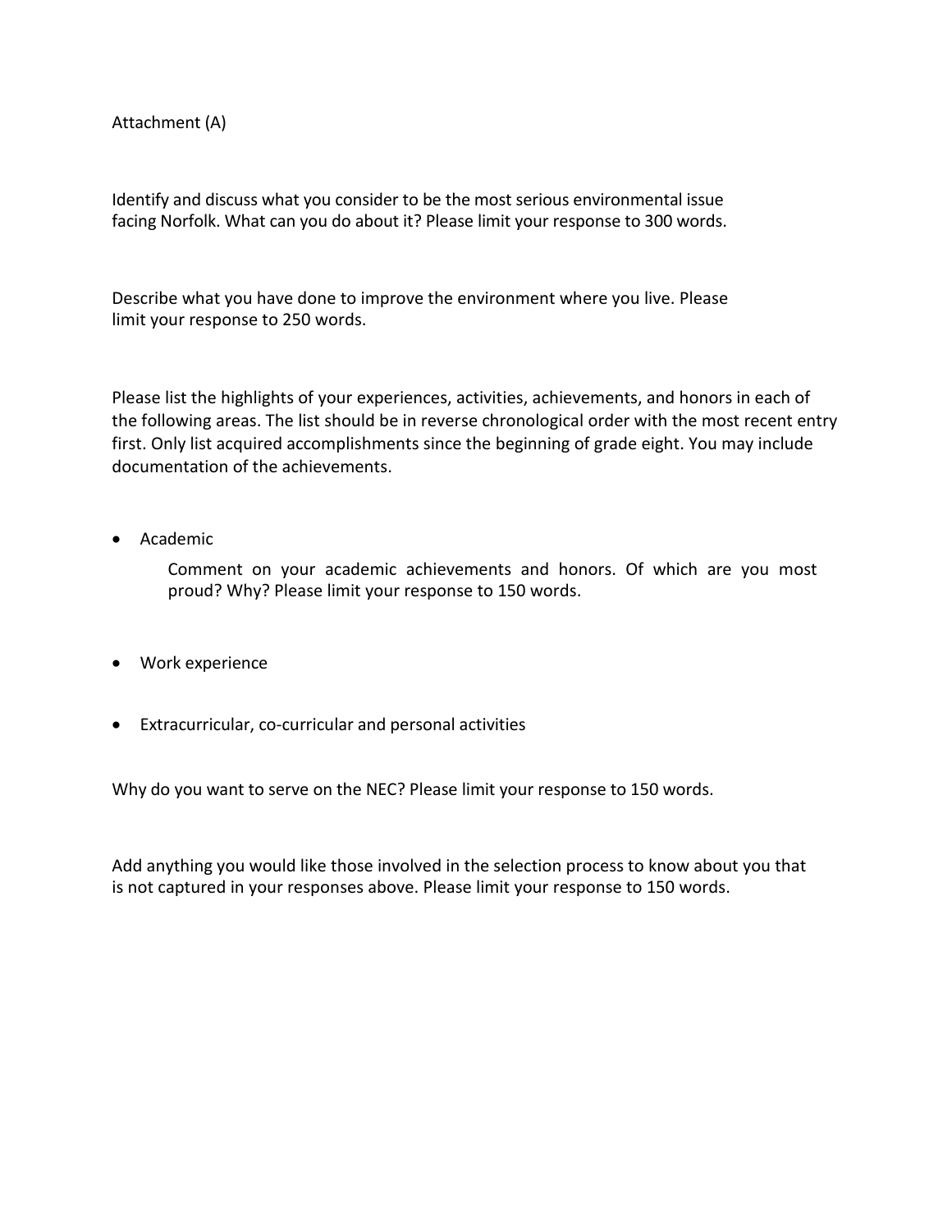Attachment (A)

Identify and discuss what you consider to be the most serious environmental issue facing Norfolk. What can you do about it? Please limit your response to 300 words.

Describe what you have done to improve the environment where you live. Please limit your response to 250 words.

Please list the highlights of your experiences, activities, achievements, and honors in each of the following areas. The list should be in reverse chronological order with the most recent entry first. Only list acquired accomplishments since the beginning of grade eight. You may include documentation of the achievements.

- Academic

  Comment on your academic achievements and honors. Of which are you most proud? Why? Please limit your response to 150 words.

- Work experience

- Extracurricular, co-curricular and personal activities

Why do you want to serve on the NEC? Please limit your response to 150 words.

Add anything you would like those involved in the selection process to know about you that is not captured in your responses above. Please limit your response to 150 words.